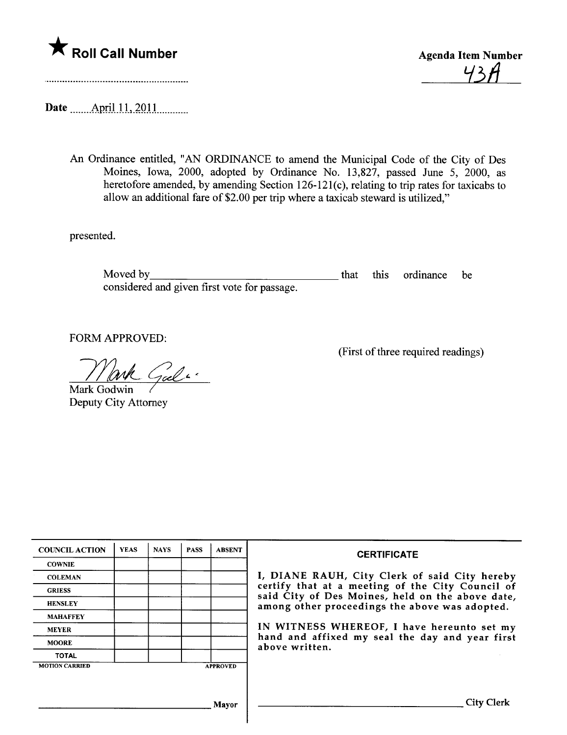★ **Roll Call Number**

.........................................................

**Agenda Item Number**

43A

Date ......April 11, 2011..........

An Ordinance entitled, "AN ORDINANCE to amend the Municipal Code of the City of Des Moines, Iowa, 2000, adopted by Ordinance No. 13,827, passed June 5, 2000, as heretofore amended, by amending Section 126-121(c), relating to trip rates for taxicabs to allow an additional fare of $2.00 per trip where a taxicab steward is utilized,"

presented.

Moved by_________________________________ that this ordinance be considered and given first vote for passage.

FORM APPROVED:

(First of three required readings)

Mark Godwin
Deputy City Attorney

| COUNCIL ACTION | YEAS | NAYS | PASS | ABSENT |
|---|---|---|---|---|
| COWNIE | | | | |
| COLEMAN | | | | |
| GRIESS | | | | |
| HENSLEY | | | | |
| MAHAFFEY | | | | |
| MEYER | | | | |
| MOORE | | | | |
| TOTAL | | | | |
| MOTION CARRIED | | | | APPROVED |

______________________________ Mayor

**CERTIFICATE**

I, DIANE RAUH, City Clerk of said City hereby certify that at a meeting of the City Council of said City of Des Moines, held on the above date, among other proceedings the above was adopted.

IN WITNESS WHEREOF, I have hereunto set my hand and affixed my seal the day and year first above written.

______________________________ City Clerk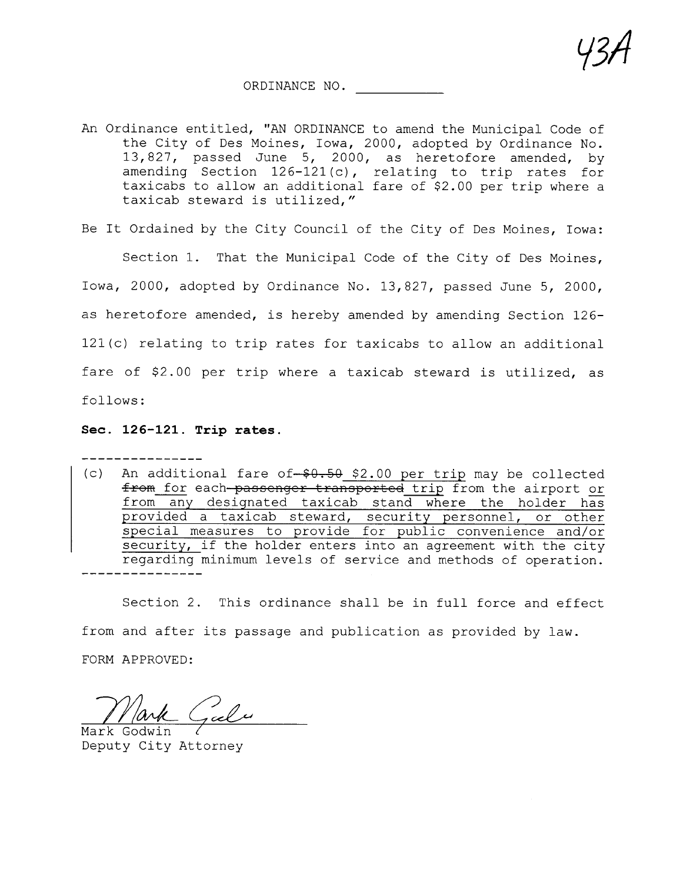43A

ORDINANCE NO. ___________

An Ordinance entitled, "AN ORDINANCE to amend the Municipal Code of the City of Des Moines, Iowa, 2000, adopted by Ordinance No. 13,827, passed June 5, 2000, as heretofore amended, by amending Section 126-121(c), relating to trip rates for taxicabs to allow an additional fare of $2.00 per trip where a taxicab steward is utilized,"

Be It Ordained by the City Council of the City of Des Moines, Iowa:

Section 1. That the Municipal Code of the City of Des Moines, Iowa, 2000, adopted by Ordinance No. 13,827, passed June 5, 2000, as heretofore amended, is hereby amended by amending Section 126-121(c) relating to trip rates for taxicabs to allow an additional fare of $2.00 per trip where a taxicab steward is utilized, as follows:

**Sec. 126-121. Trip rates.**

---------------

(c) An additional fare of ~~$0.50~~ $2.00 per trip may be collected ~~from~~ for each ~~passenger transported~~ trip from the airport or from any designated taxicab stand where the holder has provided a taxicab steward, security personnel, or other special measures to provide for public convenience and/or security, if the holder enters into an agreement with the city regarding minimum levels of service and methods of operation.

---------------

Section 2. This ordinance shall be in full force and effect from and after its passage and publication as provided by law.

FORM APPROVED:

Mark Godwin
Deputy City Attorney